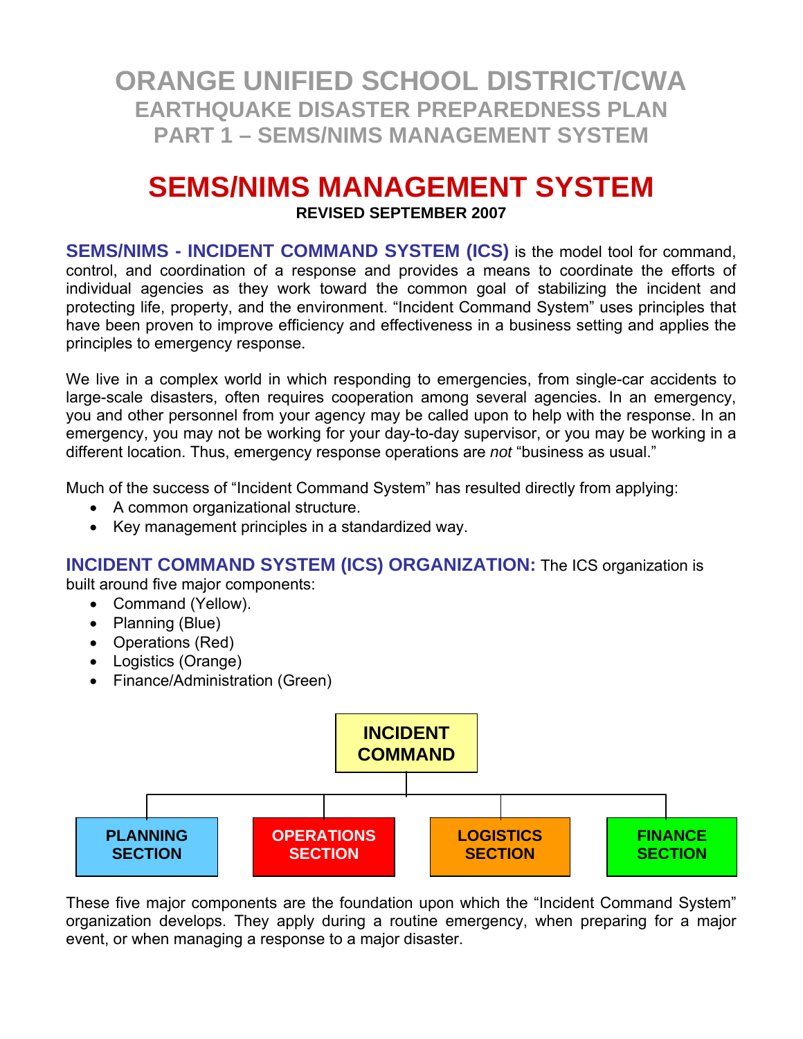# ORANGE UNIFIED SCHOOL DISTRICT/CWA
## EARTHQUAKE DISASTER PREPAREDNESS PLAN
## PART 1 – SEMS/NIMS MANAGEMENT SYSTEM

# SEMS/NIMS MANAGEMENT SYSTEM

**REVISED SEPTEMBER 2007**

**SEMS/NIMS - INCIDENT COMMAND SYSTEM (ICS)** is the model tool for command, control, and coordination of a response and provides a means to coordinate the efforts of individual agencies as they work toward the common goal of stabilizing the incident and protecting life, property, and the environment. "Incident Command System" uses principles that have been proven to improve efficiency and effectiveness in a business setting and applies the principles to emergency response.

We live in a complex world in which responding to emergencies, from single-car accidents to large-scale disasters, often requires cooperation among several agencies. In an emergency, you and other personnel from your agency may be called upon to help with the response. In an emergency, you may not be working for your day-to-day supervisor, or you may be working in a different location. Thus, emergency response operations are *not* "business as usual."

Much of the success of "Incident Command System" has resulted directly from applying:

- A common organizational structure.
- Key management principles in a standardized way.

**INCIDENT COMMAND SYSTEM (ICS) ORGANIZATION:** The ICS organization is built around five major components:

- Command (Yellow).
- Planning (Blue)
- Operations (Red)
- Logistics (Orange)
- Finance/Administration (Green)

**INCIDENT COMMAND**

- **PLANNING SECTION**
- **OPERATIONS SECTION**
- **LOGISTICS SECTION**
- **FINANCE SECTION**

These five major components are the foundation upon which the "Incident Command System" organization develops. They apply during a routine emergency, when preparing for a major event, or when managing a response to a major disaster.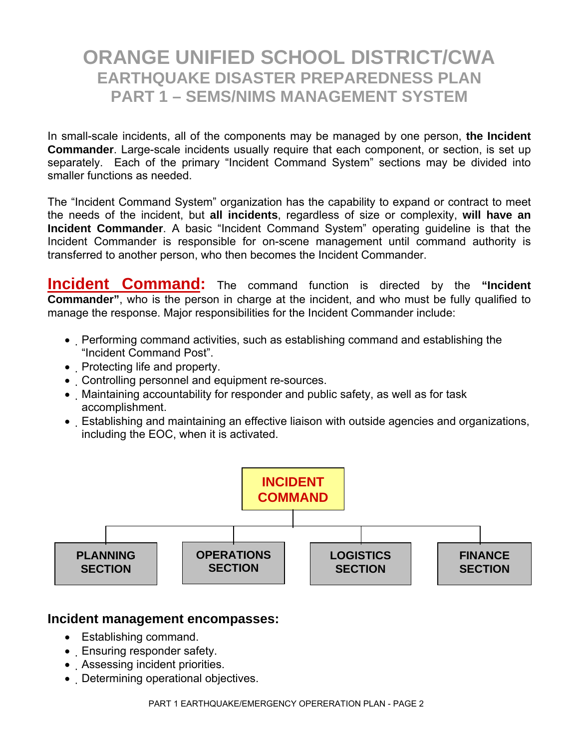# ORANGE UNIFIED SCHOOL DISTRICT/CWA
## EARTHQUAKE DISASTER PREPAREDNESS PLAN
## PART 1 – SEMS/NIMS MANAGEMENT SYSTEM

In small-scale incidents, all of the components may be managed by one person, **the Incident Commander**. Large-scale incidents usually require that each component, or section, is set up separately. Each of the primary "Incident Command System" sections may be divided into smaller functions as needed.

The "Incident Command System" organization has the capability to expand or contract to meet the needs of the incident, but **all incidents**, regardless of size or complexity, **will have an Incident Commander**. A basic "Incident Command System" operating guideline is that the Incident Commander is responsible for on-scene management until command authority is transferred to another person, who then becomes the Incident Commander.

**Incident Command:** The command function is directed by the **"Incident Commander"**, who is the person in charge at the incident, and who must be fully qualified to manage the response. Major responsibilities for the Incident Commander include:

- Performing command activities, such as establishing command and establishing the "Incident Command Post".
- Protecting life and property.
- Controlling personnel and equipment re-sources.
- Maintaining accountability for responder and public safety, as well as for task accomplishment.
- Establishing and maintaining an effective liaison with outside agencies and organizations, including the EOC, when it is activated.

**INCIDENT COMMAND**

- PLANNING SECTION
- OPERATIONS SECTION
- LOGISTICS SECTION
- FINANCE SECTION

### Incident management encompasses:

- Establishing command.
- Ensuring responder safety.
- Assessing incident priorities.
- Determining operational objectives.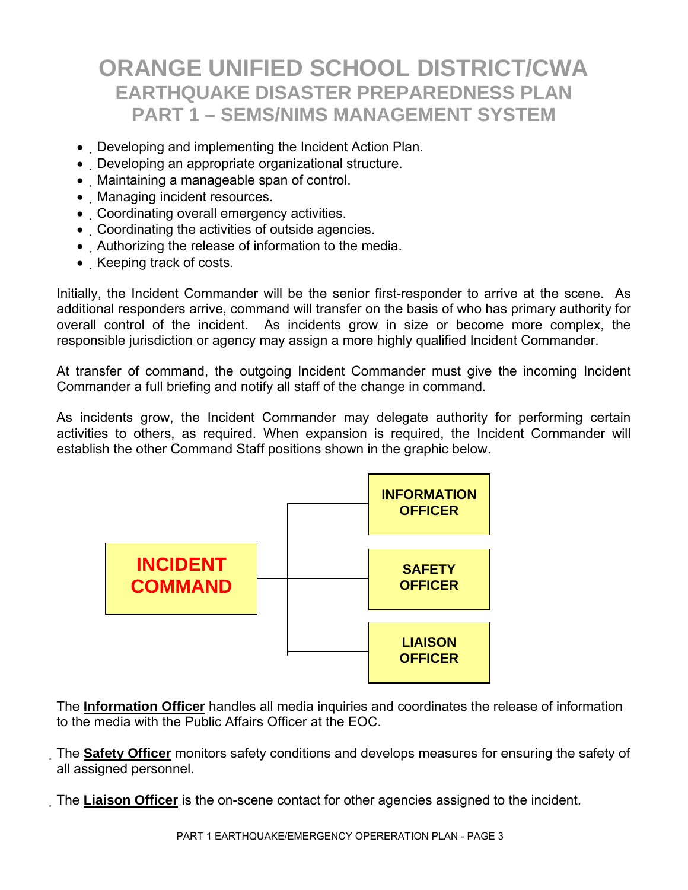- Developing and implementing the Incident Action Plan.
- Developing an appropriate organizational structure.
- Maintaining a manageable span of control.
- Managing incident resources.
- Coordinating overall emergency activities.
- Coordinating the activities of outside agencies.
- Authorizing the release of information to the media.
- Keeping track of costs.

Initially, the Incident Commander will be the senior first-responder to arrive at the scene. As additional responders arrive, command will transfer on the basis of who has primary authority for overall control of the incident. As incidents grow in size or become more complex, the responsible jurisdiction or agency may assign a more highly qualified Incident Commander.

At transfer of command, the outgoing Incident Commander must give the incoming Incident Commander a full briefing and notify all staff of the change in command.

As incidents grow, the Incident Commander may delegate authority for performing certain activities to others, as required. When expansion is required, the Incident Commander will establish the other Command Staff positions shown in the graphic below.

- **INCIDENT COMMAND**
  - **INFORMATION OFFICER**
  - **SAFETY OFFICER**
  - **LIAISON OFFICER**

The **Information Officer** handles all media inquiries and coordinates the release of information to the media with the Public Affairs Officer at the EOC.

The **Safety Officer** monitors safety conditions and develops measures for ensuring the safety of all assigned personnel.

The **Liaison Officer** is the on-scene contact for other agencies assigned to the incident.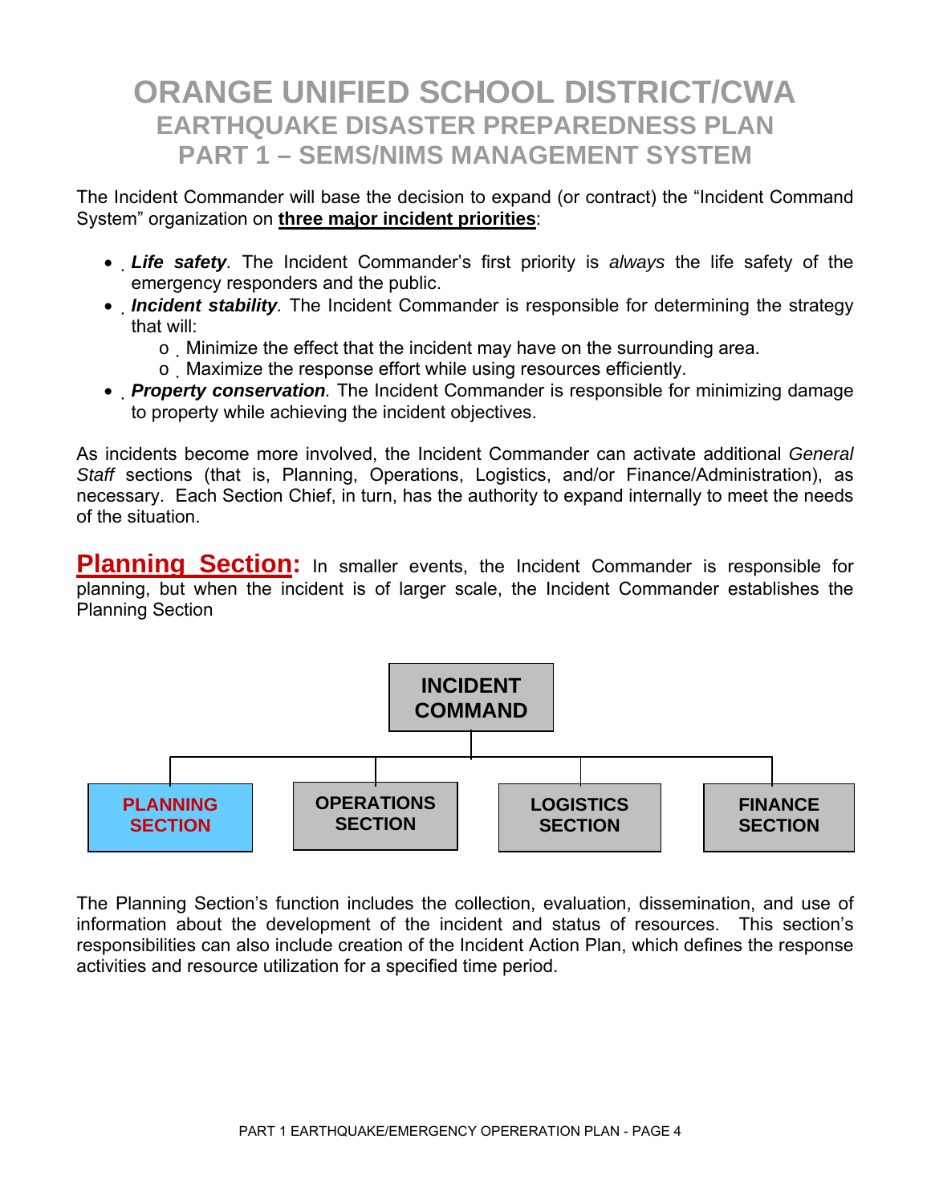# ORANGE UNIFIED SCHOOL DISTRICT/CWA
## EARTHQUAKE DISASTER PREPAREDNESS PLAN
## PART 1 – SEMS/NIMS MANAGEMENT SYSTEM

The Incident Commander will base the decision to expand (or contract) the "Incident Command System" organization on **three major incident priorities**:

- ***Life safety***. The Incident Commander's first priority is *always* the life safety of the emergency responders and the public.
- ***Incident stability***. The Incident Commander is responsible for determining the strategy that will:
    - Minimize the effect that the incident may have on the surrounding area.
    - Maximize the response effort while using resources efficiently.
- ***Property conservation***. The Incident Commander is responsible for minimizing damage to property while achieving the incident objectives.

As incidents become more involved, the Incident Commander can activate additional *General Staff* sections (that is, Planning, Operations, Logistics, and/or Finance/Administration), as necessary. Each Section Chief, in turn, has the authority to expand internally to meet the needs of the situation.

**Planning Section:** In smaller events, the Incident Commander is responsible for planning, but when the incident is of larger scale, the Incident Commander establishes the Planning Section

INCIDENT COMMAND

- PLANNING SECTION
- OPERATIONS SECTION
- LOGISTICS SECTION
- FINANCE SECTION

The Planning Section's function includes the collection, evaluation, dissemination, and use of information about the development of the incident and status of resources. This section's responsibilities can also include creation of the Incident Action Plan, which defines the response activities and resource utilization for a specified time period.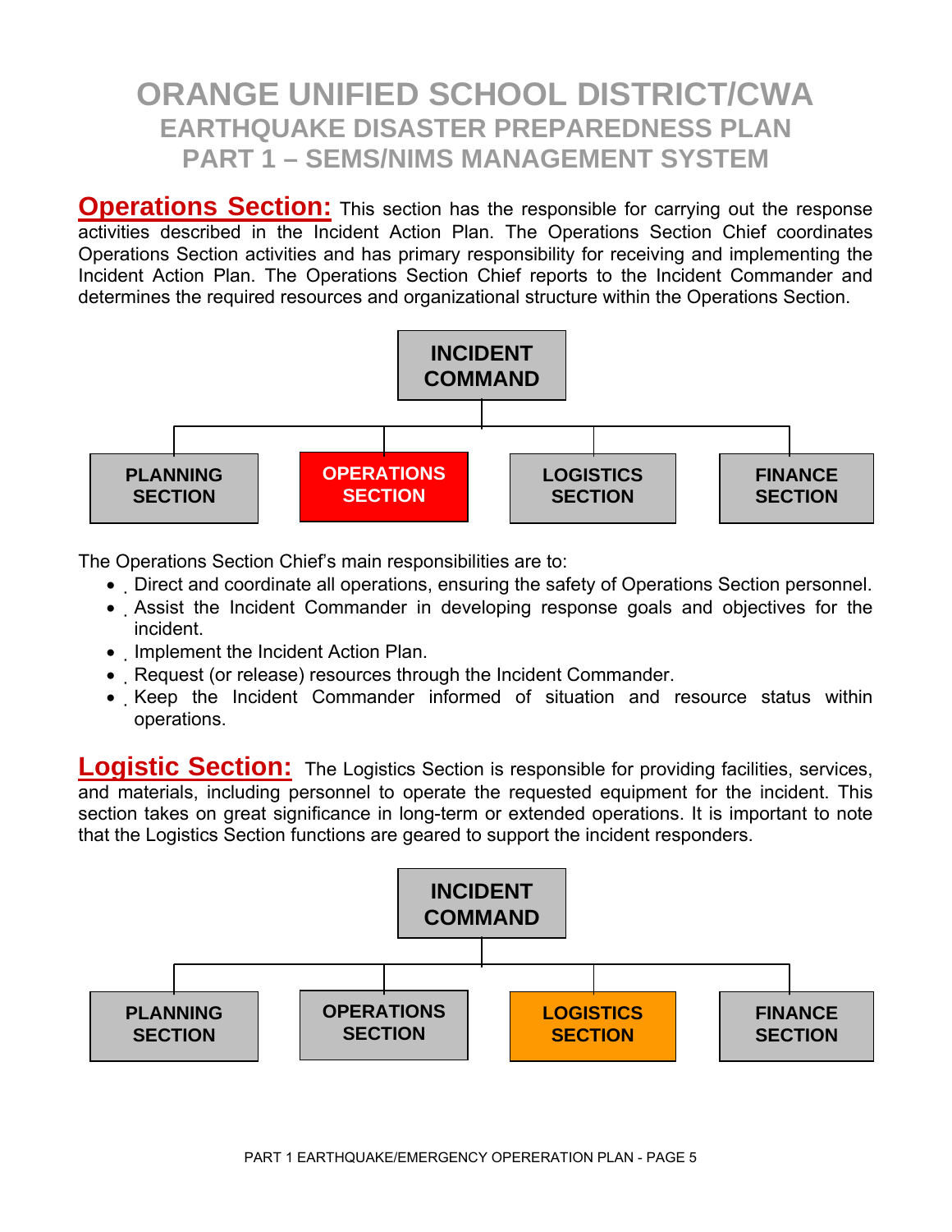**Operations Section:** This section has the responsible for carrying out the response activities described in the Incident Action Plan. The Operations Section Chief coordinates Operations Section activities and has primary responsibility for receiving and implementing the Incident Action Plan. The Operations Section Chief reports to the Incident Commander and determines the required resources and organizational structure within the Operations Section.

INCIDENT COMMAND

PLANNING SECTION | OPERATIONS SECTION | LOGISTICS SECTION | FINANCE SECTION

The Operations Section Chief's main responsibilities are to:

- Direct and coordinate all operations, ensuring the safety of Operations Section personnel.
- Assist the Incident Commander in developing response goals and objectives for the incident.
- Implement the Incident Action Plan.
- Request (or release) resources through the Incident Commander.
- Keep the Incident Commander informed of situation and resource status within operations.

**Logistic Section:** The Logistics Section is responsible for providing facilities, services, and materials, including personnel to operate the requested equipment for the incident. This section takes on great significance in long-term or extended operations. It is important to note that the Logistics Section functions are geared to support the incident responders.

INCIDENT COMMAND

PLANNING SECTION | OPERATIONS SECTION | LOGISTICS SECTION | FINANCE SECTION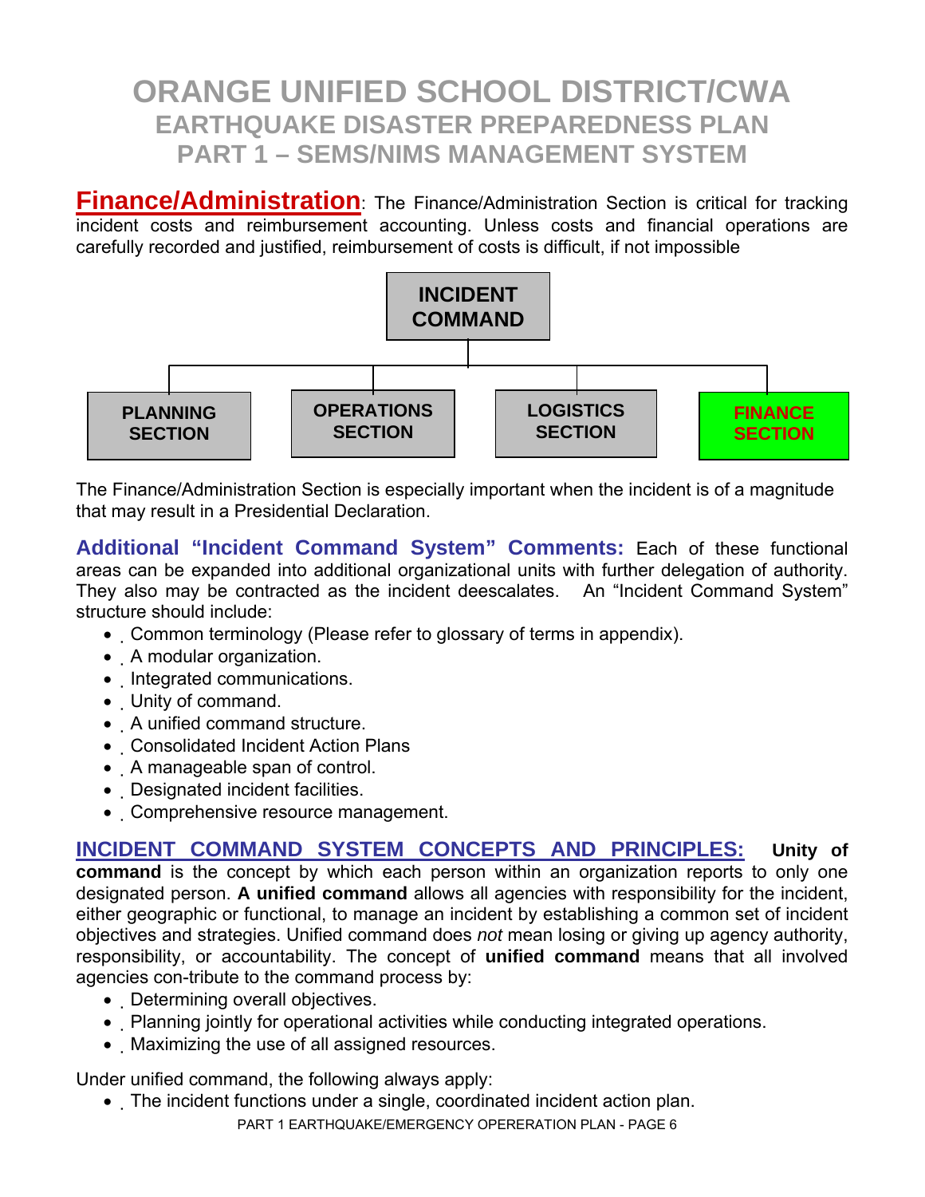**Finance/Administration**: The Finance/Administration Section is critical for tracking incident costs and reimbursement accounting. Unless costs and financial operations are carefully recorded and justified, reimbursement of costs is difficult, if not impossible

INCIDENT COMMAND

PLANNING SECTION | OPERATIONS SECTION | LOGISTICS SECTION | FINANCE SECTION

The Finance/Administration Section is especially important when the incident is of a magnitude that may result in a Presidential Declaration.

**Additional "Incident Command System" Comments:** Each of these functional areas can be expanded into additional organizational units with further delegation of authority. They also may be contracted as the incident deescalates. An "Incident Command System" structure should include:

- Common terminology (Please refer to glossary of terms in appendix).
- A modular organization.
- Integrated communications.
- Unity of command.
- A unified command structure.
- Consolidated Incident Action Plans
- A manageable span of control.
- Designated incident facilities.
- Comprehensive resource management.

**INCIDENT COMMAND SYSTEM CONCEPTS AND PRINCIPLES:** **Unity of command** is the concept by which each person within an organization reports to only one designated person. **A unified command** allows all agencies with responsibility for the incident, either geographic or functional, to manage an incident by establishing a common set of incident objectives and strategies. Unified command does *not* mean losing or giving up agency authority, responsibility, or accountability. The concept of **unified command** means that all involved agencies con-tribute to the command process by:

- Determining overall objectives.
- Planning jointly for operational activities while conducting integrated operations.
- Maximizing the use of all assigned resources.

Under unified command, the following always apply:

- The incident functions under a single, coordinated incident action plan.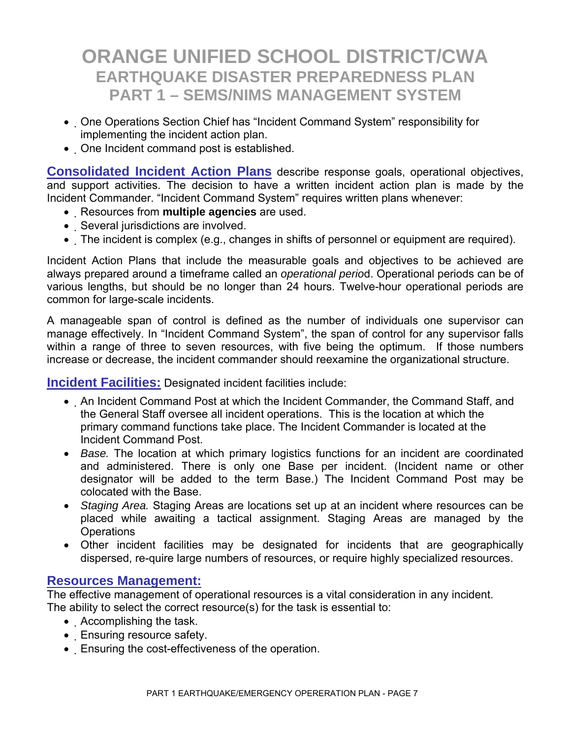- One Operations Section Chief has "Incident Command System" responsibility for implementing the incident action plan.
- One Incident command post is established.

**Consolidated Incident Action Plans** describe response goals, operational objectives, and support activities. The decision to have a written incident action plan is made by the Incident Commander. "Incident Command System" requires written plans whenever:

- Resources from **multiple agencies** are used.
- Several jurisdictions are involved.
- The incident is complex (e.g., changes in shifts of personnel or equipment are required).

Incident Action Plans that include the measurable goals and objectives to be achieved are always prepared around a timeframe called an *operational perio*d. Operational periods can be of various lengths, but should be no longer than 24 hours. Twelve-hour operational periods are common for large-scale incidents.

A manageable span of control is defined as the number of individuals one supervisor can manage effectively. In "Incident Command System", the span of control for any supervisor falls within a range of three to seven resources, with five being the optimum. If those numbers increase or decrease, the incident commander should reexamine the organizational structure.

**Incident Facilities:** Designated incident facilities include:

- An Incident Command Post at which the Incident Commander, the Command Staff, and the General Staff oversee all incident operations. This is the location at which the primary command functions take place. The Incident Commander is located at the Incident Command Post.
- *Base.* The location at which primary logistics functions for an incident are coordinated and administered. There is only one Base per incident. (Incident name or other designator will be added to the term Base.) The Incident Command Post may be colocated with the Base.
- *Staging Area.* Staging Areas are locations set up at an incident where resources can be placed while awaiting a tactical assignment. Staging Areas are managed by the Operations
- Other incident facilities may be designated for incidents that are geographically dispersed, re-quire large numbers of resources, or require highly specialized resources.

## Resources Management:

The effective management of operational resources is a vital consideration in any incident. The ability to select the correct resource(s) for the task is essential to:

- Accomplishing the task.
- Ensuring resource safety.
- Ensuring the cost-effectiveness of the operation.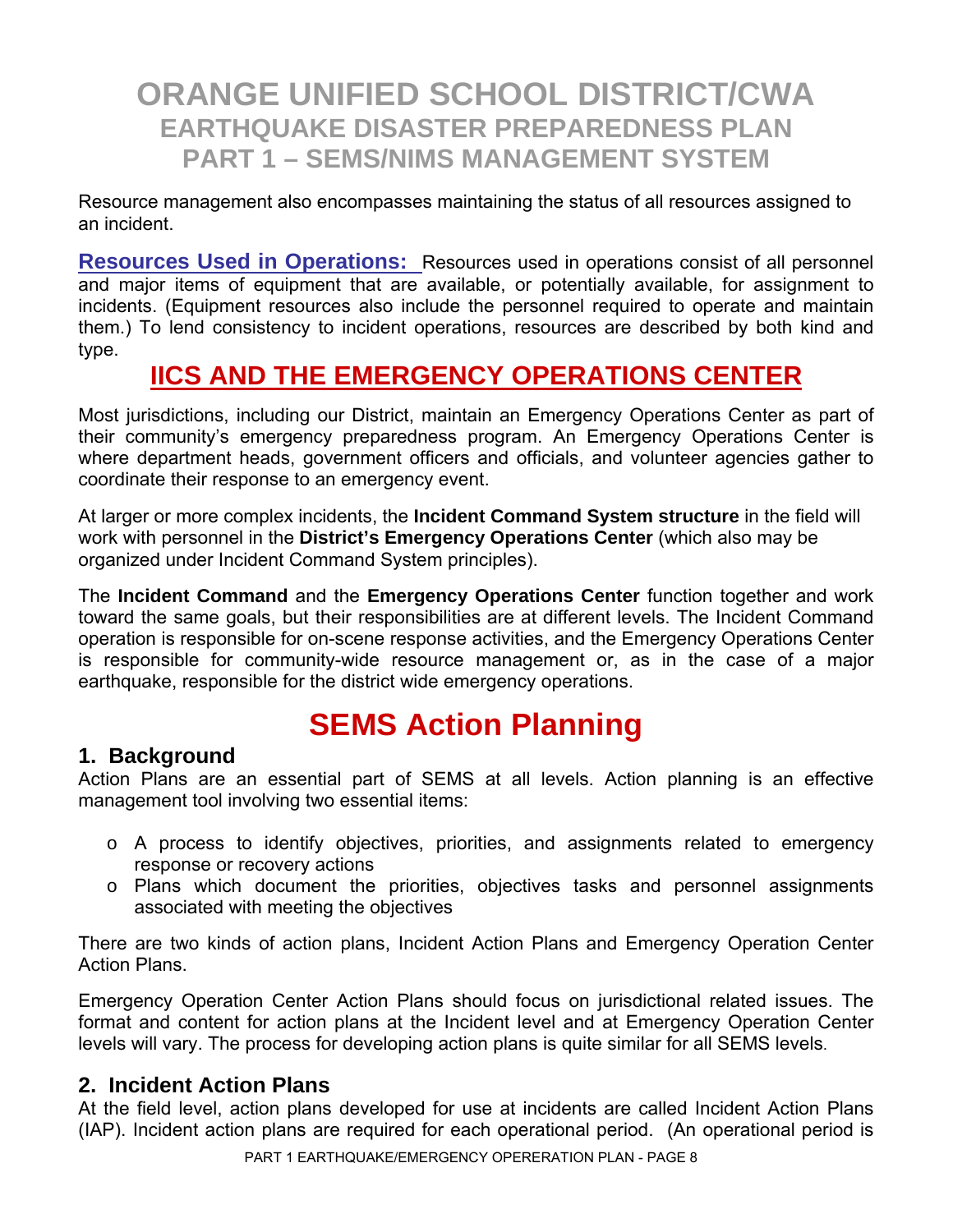Resource management also encompasses maintaining the status of all resources assigned to an incident.

**Resources Used in Operations:** Resources used in operations consist of all personnel and major items of equipment that are available, or potentially available, for assignment to incidents. (Equipment resources also include the personnel required to operate and maintain them.) To lend consistency to incident operations, resources are described by both kind and type.

## IICS AND THE EMERGENCY OPERATIONS CENTER

Most jurisdictions, including our District, maintain an Emergency Operations Center as part of their community's emergency preparedness program. An Emergency Operations Center is where department heads, government officers and officials, and volunteer agencies gather to coordinate their response to an emergency event.

At larger or more complex incidents, the **Incident Command System structure** in the field will work with personnel in the **District's Emergency Operations Center** (which also may be organized under Incident Command System principles).

The **Incident Command** and the **Emergency Operations Center** function together and work toward the same goals, but their responsibilities are at different levels. The Incident Command operation is responsible for on-scene response activities, and the Emergency Operations Center is responsible for community-wide resource management or, as in the case of a major earthquake, responsible for the district wide emergency operations.

# SEMS Action Planning

### 1. Background

Action Plans are an essential part of SEMS at all levels. Action planning is an effective management tool involving two essential items:

- A process to identify objectives, priorities, and assignments related to emergency response or recovery actions
- Plans which document the priorities, objectives tasks and personnel assignments associated with meeting the objectives

There are two kinds of action plans, Incident Action Plans and Emergency Operation Center Action Plans.

Emergency Operation Center Action Plans should focus on jurisdictional related issues. The format and content for action plans at the Incident level and at Emergency Operation Center levels will vary. The process for developing action plans is quite similar for all SEMS levels.

### 2. Incident Action Plans

At the field level, action plans developed for use at incidents are called Incident Action Plans (IAP). Incident action plans are required for each operational period. (An operational period is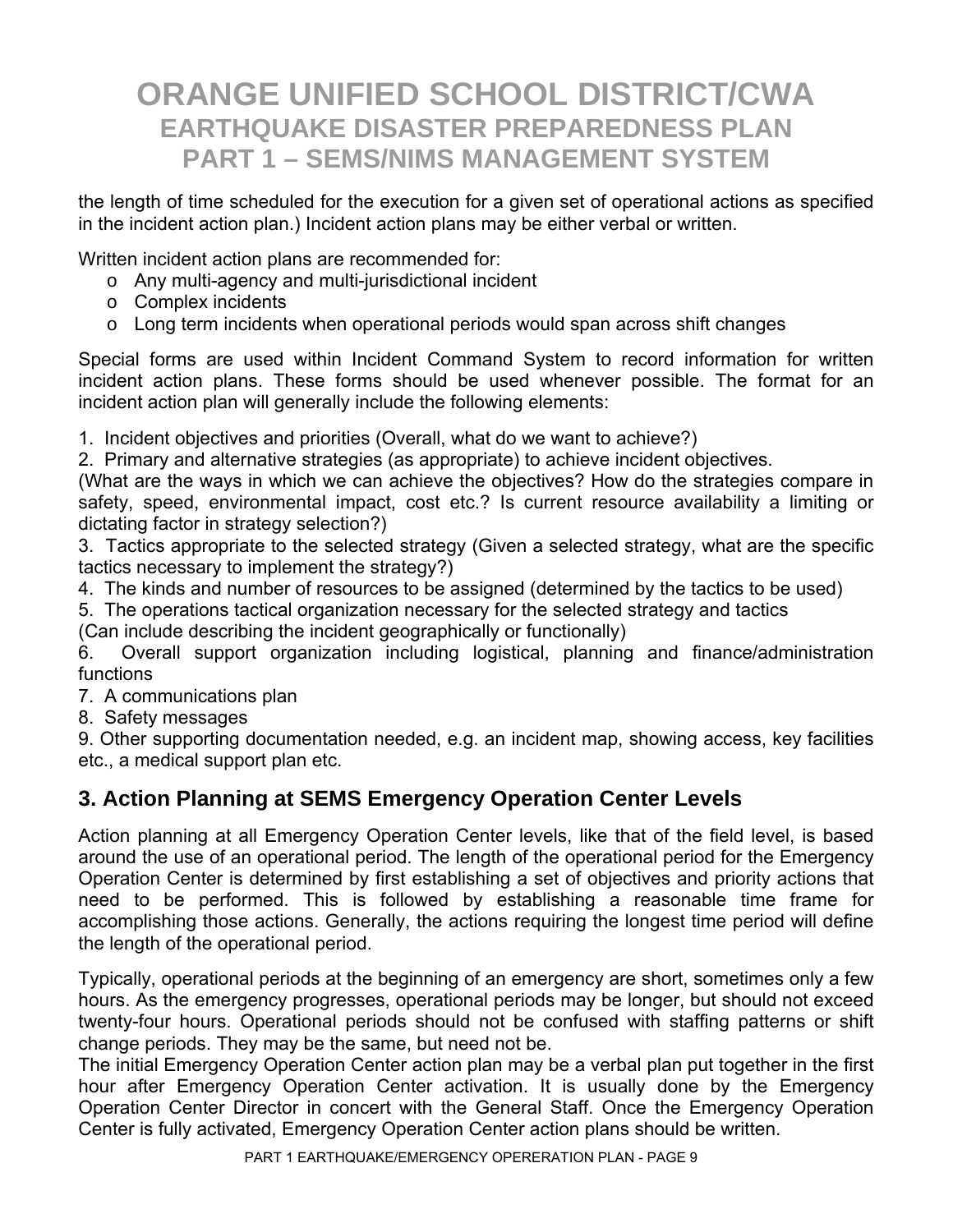the length of time scheduled for the execution for a given set of operational actions as specified in the incident action plan.) Incident action plans may be either verbal or written.

Written incident action plans are recommended for:

- Any multi-agency and multi-jurisdictional incident
- Complex incidents
- Long term incidents when operational periods would span across shift changes

Special forms are used within Incident Command System to record information for written incident action plans. These forms should be used whenever possible. The format for an incident action plan will generally include the following elements:

1. Incident objectives and priorities (Overall, what do we want to achieve?)
2. Primary and alternative strategies (as appropriate) to achieve incident objectives. (What are the ways in which we can achieve the objectives? How do the strategies compare in safety, speed, environmental impact, cost etc.? Is current resource availability a limiting or dictating factor in strategy selection?)
3. Tactics appropriate to the selected strategy (Given a selected strategy, what are the specific tactics necessary to implement the strategy?)
4. The kinds and number of resources to be assigned (determined by the tactics to be used)
5. The operations tactical organization necessary for the selected strategy and tactics (Can include describing the incident geographically or functionally)
6. Overall support organization including logistical, planning and finance/administration functions
7. A communications plan
8. Safety messages
9. Other supporting documentation needed, e.g. an incident map, showing access, key facilities etc., a medical support plan etc.

## 3. Action Planning at SEMS Emergency Operation Center Levels

Action planning at all Emergency Operation Center levels, like that of the field level, is based around the use of an operational period. The length of the operational period for the Emergency Operation Center is determined by first establishing a set of objectives and priority actions that need to be performed. This is followed by establishing a reasonable time frame for accomplishing those actions. Generally, the actions requiring the longest time period will define the length of the operational period.

Typically, operational periods at the beginning of an emergency are short, sometimes only a few hours. As the emergency progresses, operational periods may be longer, but should not exceed twenty-four hours. Operational periods should not be confused with staffing patterns or shift change periods. They may be the same, but need not be.

The initial Emergency Operation Center action plan may be a verbal plan put together in the first hour after Emergency Operation Center activation. It is usually done by the Emergency Operation Center Director in concert with the General Staff. Once the Emergency Operation Center is fully activated, Emergency Operation Center action plans should be written.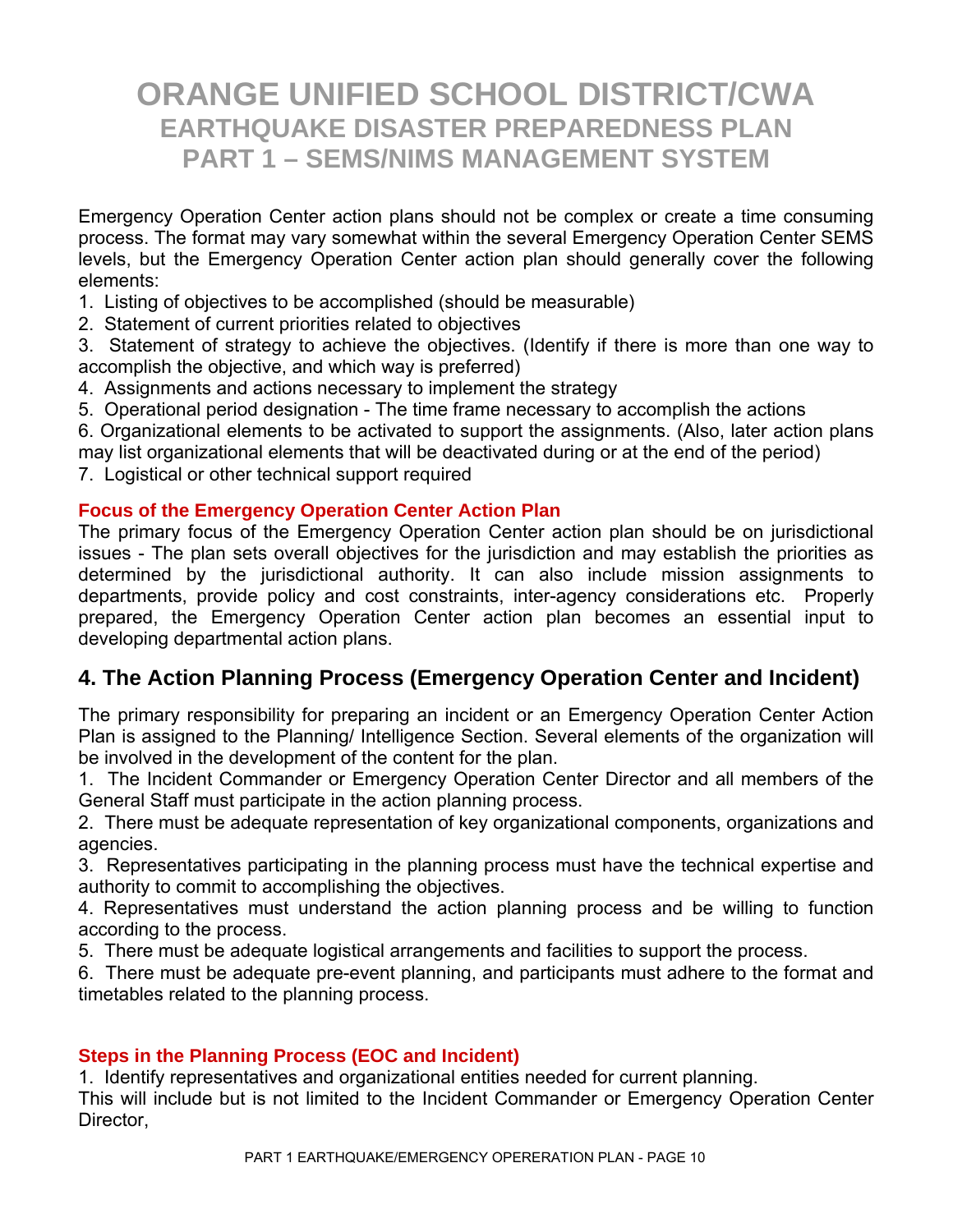# ORANGE UNIFIED SCHOOL DISTRICT/CWA
## EARTHQUAKE DISASTER PREPAREDNESS PLAN
## PART 1 – SEMS/NIMS MANAGEMENT SYSTEM

Emergency Operation Center action plans should not be complex or create a time consuming process. The format may vary somewhat within the several Emergency Operation Center SEMS levels, but the Emergency Operation Center action plan should generally cover the following elements:

1. Listing of objectives to be accomplished (should be measurable)
2. Statement of current priorities related to objectives
3. Statement of strategy to achieve the objectives. (Identify if there is more than one way to accomplish the objective, and which way is preferred)
4. Assignments and actions necessary to implement the strategy
5. Operational period designation - The time frame necessary to accomplish the actions
6. Organizational elements to be activated to support the assignments. (Also, later action plans may list organizational elements that will be deactivated during or at the end of the period)
7. Logistical or other technical support required

**Focus of the Emergency Operation Center Action Plan**

The primary focus of the Emergency Operation Center action plan should be on jurisdictional issues - The plan sets overall objectives for the jurisdiction and may establish the priorities as determined by the jurisdictional authority. It can also include mission assignments to departments, provide policy and cost constraints, inter-agency considerations etc. Properly prepared, the Emergency Operation Center action plan becomes an essential input to developing departmental action plans.

## 4. The Action Planning Process (Emergency Operation Center and Incident)

The primary responsibility for preparing an incident or an Emergency Operation Center Action Plan is assigned to the Planning/ Intelligence Section. Several elements of the organization will be involved in the development of the content for the plan.

1. The Incident Commander or Emergency Operation Center Director and all members of the General Staff must participate in the action planning process.
2. There must be adequate representation of key organizational components, organizations and agencies.
3. Representatives participating in the planning process must have the technical expertise and authority to commit to accomplishing the objectives.
4. Representatives must understand the action planning process and be willing to function according to the process.
5. There must be adequate logistical arrangements and facilities to support the process.
6. There must be adequate pre-event planning, and participants must adhere to the format and timetables related to the planning process.

**Steps in the Planning Process (EOC and Incident)**

1. Identify representatives and organizational entities needed for current planning.

This will include but is not limited to the Incident Commander or Emergency Operation Center Director,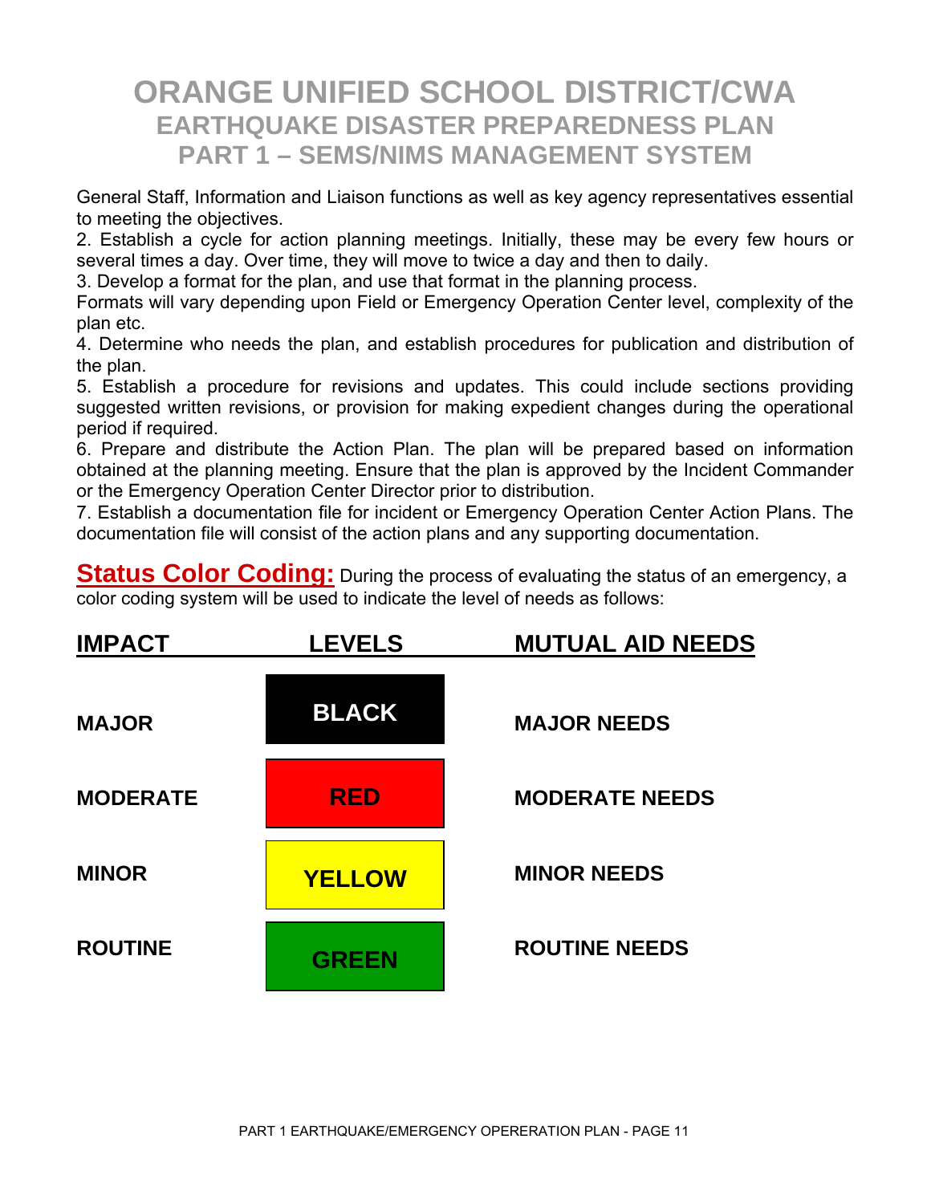# ORANGE UNIFIED SCHOOL DISTRICT/CWA
## EARTHQUAKE DISASTER PREPAREDNESS PLAN
## PART 1 – SEMS/NIMS MANAGEMENT SYSTEM

General Staff, Information and Liaison functions as well as key agency representatives essential to meeting the objectives.

2. Establish a cycle for action planning meetings. Initially, these may be every few hours or several times a day. Over time, they will move to twice a day and then to daily.

3. Develop a format for the plan, and use that format in the planning process.
Formats will vary depending upon Field or Emergency Operation Center level, complexity of the plan etc.

4. Determine who needs the plan, and establish procedures for publication and distribution of the plan.

5. Establish a procedure for revisions and updates. This could include sections providing suggested written revisions, or provision for making expedient changes during the operational period if required.

6. Prepare and distribute the Action Plan. The plan will be prepared based on information obtained at the planning meeting. Ensure that the plan is approved by the Incident Commander or the Emergency Operation Center Director prior to distribution.

7. Establish a documentation file for incident or Emergency Operation Center Action Plans. The documentation file will consist of the action plans and any supporting documentation.

**Status Color Coding:** During the process of evaluating the status of an emergency, a color coding system will be used to indicate the level of needs as follows:

| IMPACT | LEVELS | MUTUAL AID NEEDS |
|---|---|---|
| MAJOR | BLACK | MAJOR NEEDS |
| MODERATE | RED | MODERATE NEEDS |
| MINOR | YELLOW | MINOR NEEDS |
| ROUTINE | GREEN | ROUTINE NEEDS |